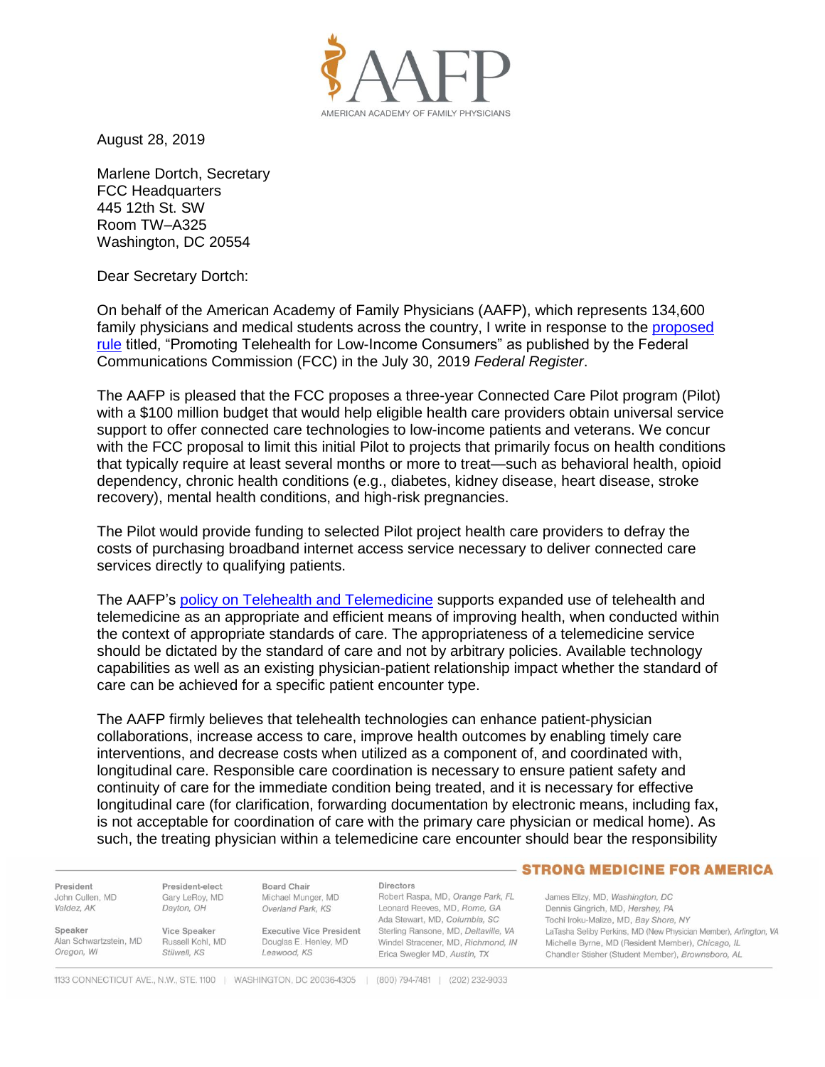August 28, 2019

Marlene Dortch, Secretary
FCC Headquarters
445 12th St. SW
Room TW–A325
Washington, DC 20554

Dear Secretary Dortch:

On behalf of the American Academy of Family Physicians (AAFP), which represents 134,600 family physicians and medical students across the country, I write in response to the proposed rule titled, "Promoting Telehealth for Low-Income Consumers" as published by the Federal Communications Commission (FCC) in the July 30, 2019 *Federal Register*.

The AAFP is pleased that the FCC proposes a three-year Connected Care Pilot program (Pilot) with a $100 million budget that would help eligible health care providers obtain universal service support to offer connected care technologies to low-income patients and veterans. We concur with the FCC proposal to limit this initial Pilot to projects that primarily focus on health conditions that typically require at least several months or more to treat—such as behavioral health, opioid dependency, chronic health conditions (e.g., diabetes, kidney disease, heart disease, stroke recovery), mental health conditions, and high-risk pregnancies.

The Pilot would provide funding to selected Pilot project health care providers to defray the costs of purchasing broadband internet access service necessary to deliver connected care services directly to qualifying patients.

The AAFP's policy on Telehealth and Telemedicine supports expanded use of telehealth and telemedicine as an appropriate and efficient means of improving health, when conducted within the context of appropriate standards of care. The appropriateness of a telemedicine service should be dictated by the standard of care and not by arbitrary policies. Available technology capabilities as well as an existing physician-patient relationship impact whether the standard of care can be achieved for a specific patient encounter type.

The AAFP firmly believes that telehealth technologies can enhance patient-physician collaborations, increase access to care, improve health outcomes by enabling timely care interventions, and decrease costs when utilized as a component of, and coordinated with, longitudinal care. Responsible care coordination is necessary to ensure patient safety and continuity of care for the immediate condition being treated, and it is necessary for effective longitudinal care (for clarification, forwarding documentation by electronic means, including fax, is not acceptable for coordination of care with the primary care physician or medical home). As such, the treating physician within a telemedicine care encounter should bear the responsibility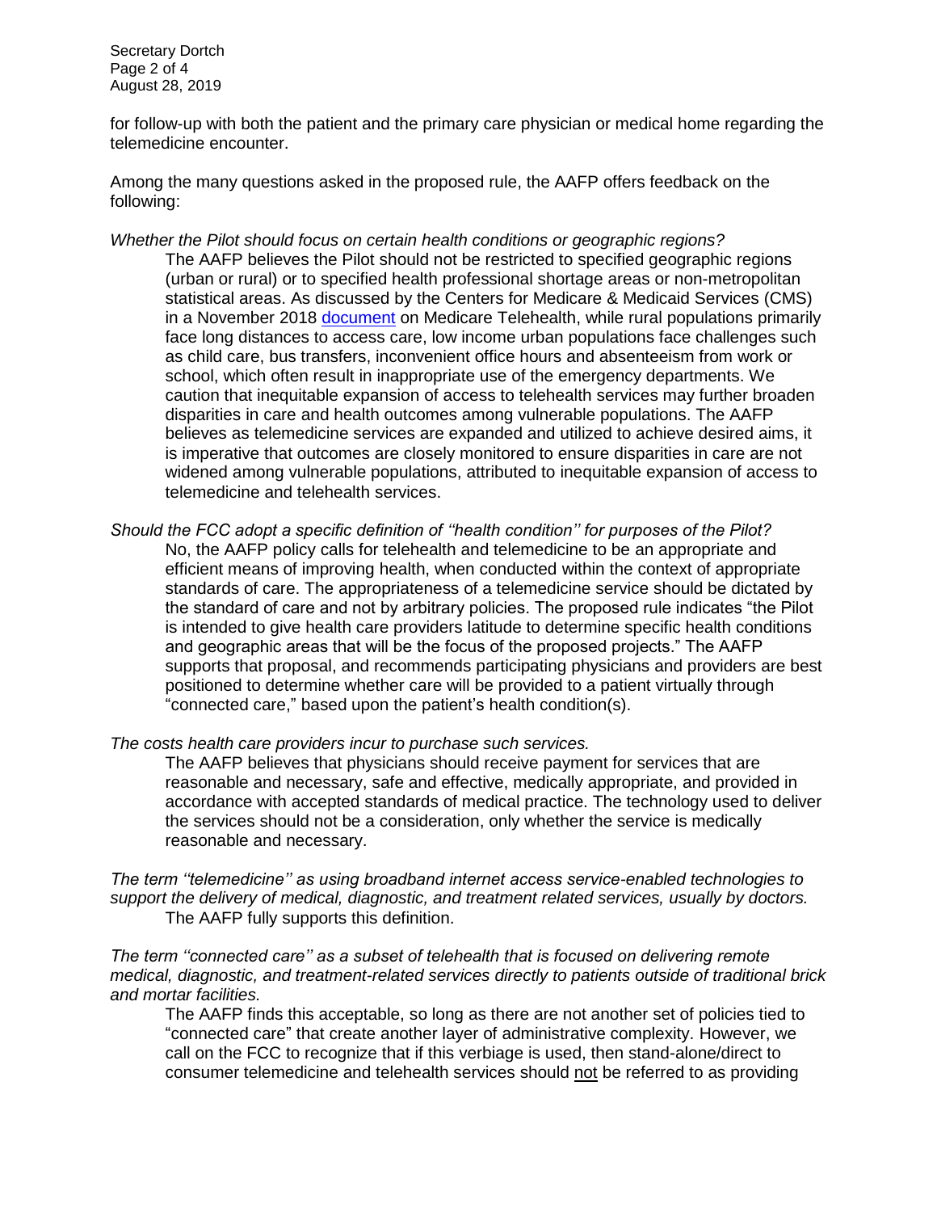for follow-up with both the patient and the primary care physician or medical home regarding the telemedicine encounter.

Among the many questions asked in the proposed rule, the AAFP offers feedback on the following:

*Whether the Pilot should focus on certain health conditions or geographic regions?*

The AAFP believes the Pilot should not be restricted to specified geographic regions (urban or rural) or to specified health professional shortage areas or non-metropolitan statistical areas. As discussed by the Centers for Medicare & Medicaid Services (CMS) in a November 2018 document on Medicare Telehealth, while rural populations primarily face long distances to access care, low income urban populations face challenges such as child care, bus transfers, inconvenient office hours and absenteeism from work or school, which often result in inappropriate use of the emergency departments. We caution that inequitable expansion of access to telehealth services may further broaden disparities in care and health outcomes among vulnerable populations. The AAFP believes as telemedicine services are expanded and utilized to achieve desired aims, it is imperative that outcomes are closely monitored to ensure disparities in care are not widened among vulnerable populations, attributed to inequitable expansion of access to telemedicine and telehealth services.

*Should the FCC adopt a specific definition of ''health condition'' for purposes of the Pilot?*

No, the AAFP policy calls for telehealth and telemedicine to be an appropriate and efficient means of improving health, when conducted within the context of appropriate standards of care. The appropriateness of a telemedicine service should be dictated by the standard of care and not by arbitrary policies. The proposed rule indicates "the Pilot is intended to give health care providers latitude to determine specific health conditions and geographic areas that will be the focus of the proposed projects." The AAFP supports that proposal, and recommends participating physicians and providers are best positioned to determine whether care will be provided to a patient virtually through "connected care," based upon the patient's health condition(s).

*The costs health care providers incur to purchase such services.*

The AAFP believes that physicians should receive payment for services that are reasonable and necessary, safe and effective, medically appropriate, and provided in accordance with accepted standards of medical practice. The technology used to deliver the services should not be a consideration, only whether the service is medically reasonable and necessary.

*The term ''telemedicine'' as using broadband internet access service-enabled technologies to support the delivery of medical, diagnostic, and treatment related services, usually by doctors.*

The AAFP fully supports this definition.

*The term ''connected care'' as a subset of telehealth that is focused on delivering remote medical, diagnostic, and treatment-related services directly to patients outside of traditional brick and mortar facilities.*

The AAFP finds this acceptable, so long as there are not another set of policies tied to "connected care" that create another layer of administrative complexity. However, we call on the FCC to recognize that if this verbiage is used, then stand-alone/direct to consumer telemedicine and telehealth services should <u>not</u> be referred to as providing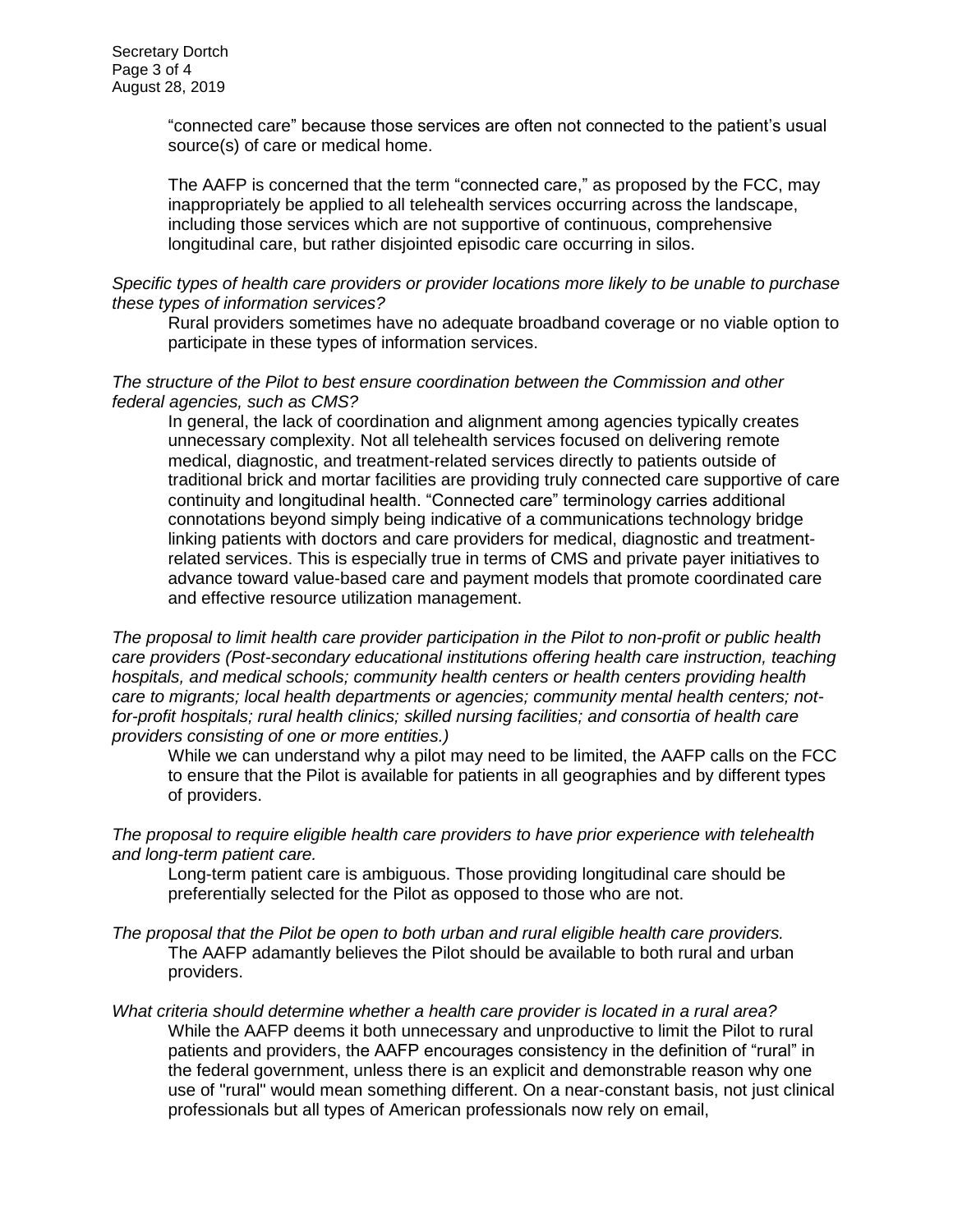"connected care" because those services are often not connected to the patient's usual source(s) of care or medical home.

The AAFP is concerned that the term "connected care," as proposed by the FCC, may inappropriately be applied to all telehealth services occurring across the landscape, including those services which are not supportive of continuous, comprehensive longitudinal care, but rather disjointed episodic care occurring in silos.

*Specific types of health care providers or provider locations more likely to be unable to purchase these types of information services?*

Rural providers sometimes have no adequate broadband coverage or no viable option to participate in these types of information services.

*The structure of the Pilot to best ensure coordination between the Commission and other federal agencies, such as CMS?*

In general, the lack of coordination and alignment among agencies typically creates unnecessary complexity. Not all telehealth services focused on delivering remote medical, diagnostic, and treatment-related services directly to patients outside of traditional brick and mortar facilities are providing truly connected care supportive of care continuity and longitudinal health. "Connected care" terminology carries additional connotations beyond simply being indicative of a communications technology bridge linking patients with doctors and care providers for medical, diagnostic and treatment-related services. This is especially true in terms of CMS and private payer initiatives to advance toward value-based care and payment models that promote coordinated care and effective resource utilization management.

*The proposal to limit health care provider participation in the Pilot to non-profit or public health care providers (Post-secondary educational institutions offering health care instruction, teaching hospitals, and medical schools; community health centers or health centers providing health care to migrants; local health departments or agencies; community mental health centers; not-for-profit hospitals; rural health clinics; skilled nursing facilities; and consortia of health care providers consisting of one or more entities.)*

While we can understand why a pilot may need to be limited, the AAFP calls on the FCC to ensure that the Pilot is available for patients in all geographies and by different types of providers.

*The proposal to require eligible health care providers to have prior experience with telehealth and long-term patient care.*

Long-term patient care is ambiguous. Those providing longitudinal care should be preferentially selected for the Pilot as opposed to those who are not.

*The proposal that the Pilot be open to both urban and rural eligible health care providers.*

The AAFP adamantly believes the Pilot should be available to both rural and urban providers.

*What criteria should determine whether a health care provider is located in a rural area?*

While the AAFP deems it both unnecessary and unproductive to limit the Pilot to rural patients and providers, the AAFP encourages consistency in the definition of "rural" in the federal government, unless there is an explicit and demonstrable reason why one use of "rural" would mean something different. On a near-constant basis, not just clinical professionals but all types of American professionals now rely on email,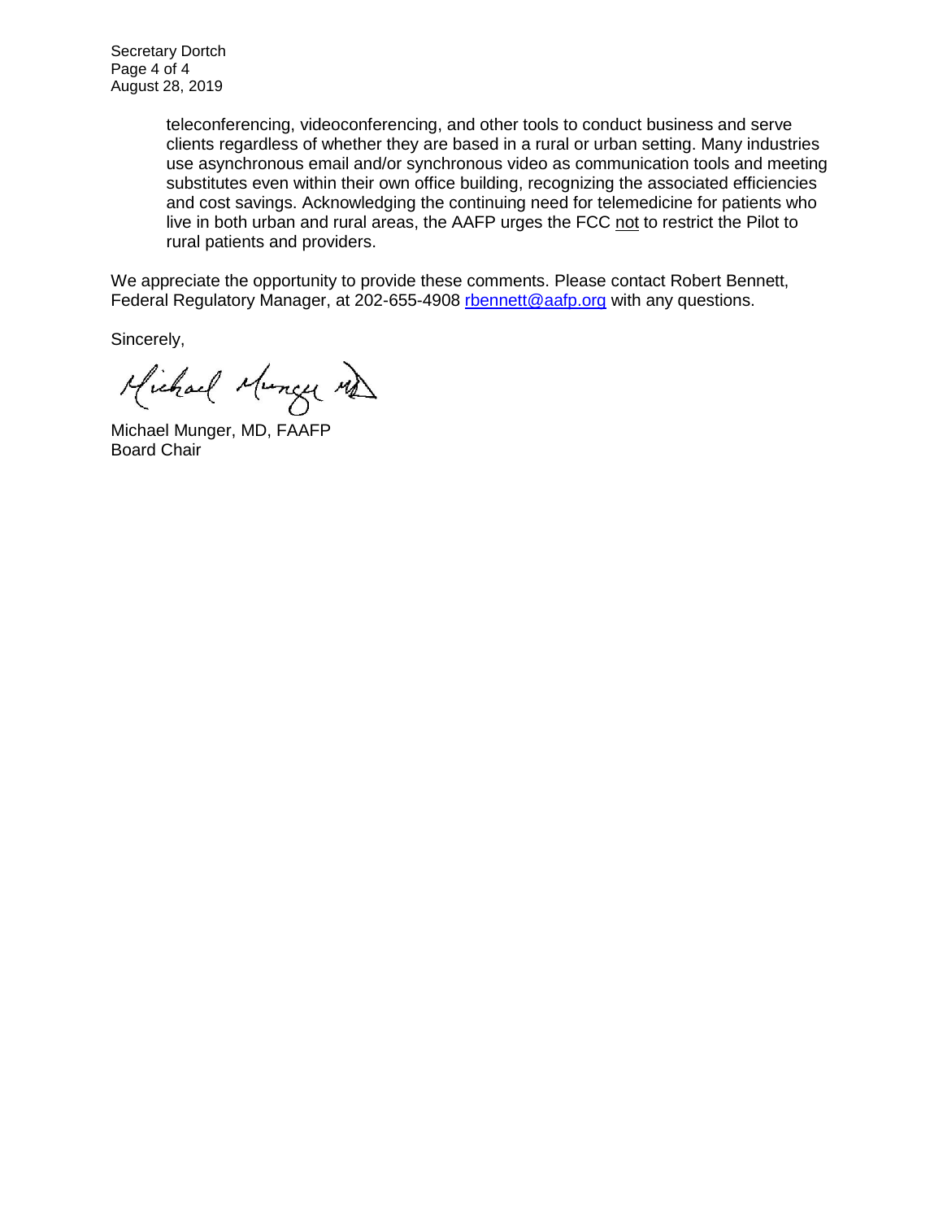teleconferencing, videoconferencing, and other tools to conduct business and serve clients regardless of whether they are based in a rural or urban setting. Many industries use asynchronous email and/or synchronous video as communication tools and meeting substitutes even within their own office building, recognizing the associated efficiencies and cost savings. Acknowledging the continuing need for telemedicine for patients who live in both urban and rural areas, the AAFP urges the FCC <u>not</u> to restrict the Pilot to rural patients and providers.

We appreciate the opportunity to provide these comments. Please contact Robert Bennett, Federal Regulatory Manager, at 202-655-4908 rbennett@aafp.org with any questions.

Sincerely,

Michael Munger MD

Michael Munger, MD, FAAFP
Board Chair